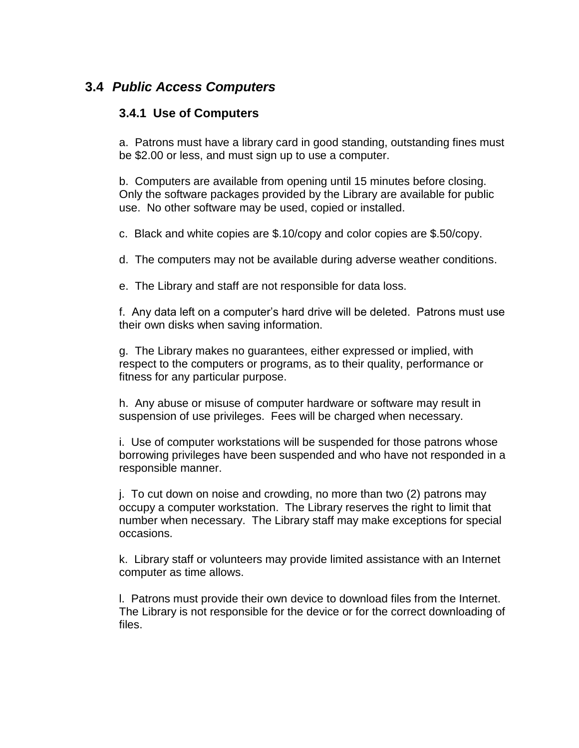## 3.4 *Public Access Computers*

### 3.4.1 Use of Computers

a. Patrons must have a library card in good standing, outstanding fines must be $2.00 or less, and must sign up to use a computer.

b. Computers are available from opening until 15 minutes before closing. Only the software packages provided by the Library are available for public use. No other software may be used, copied or installed.

c. Black and white copies are $.10/copy and color copies are $.50/copy.

d. The computers may not be available during adverse weather conditions.

e. The Library and staff are not responsible for data loss.

f. Any data left on a computer's hard drive will be deleted. Patrons must use their own disks when saving information.

g. The Library makes no guarantees, either expressed or implied, with respect to the computers or programs, as to their quality, performance or fitness for any particular purpose.

h. Any abuse or misuse of computer hardware or software may result in suspension of use privileges. Fees will be charged when necessary.

i. Use of computer workstations will be suspended for those patrons whose borrowing privileges have been suspended and who have not responded in a responsible manner.

j. To cut down on noise and crowding, no more than two (2) patrons may occupy a computer workstation. The Library reserves the right to limit that number when necessary. The Library staff may make exceptions for special occasions.

k. Library staff or volunteers may provide limited assistance with an Internet computer as time allows.

l. Patrons must provide their own device to download files from the Internet. The Library is not responsible for the device or for the correct downloading of files.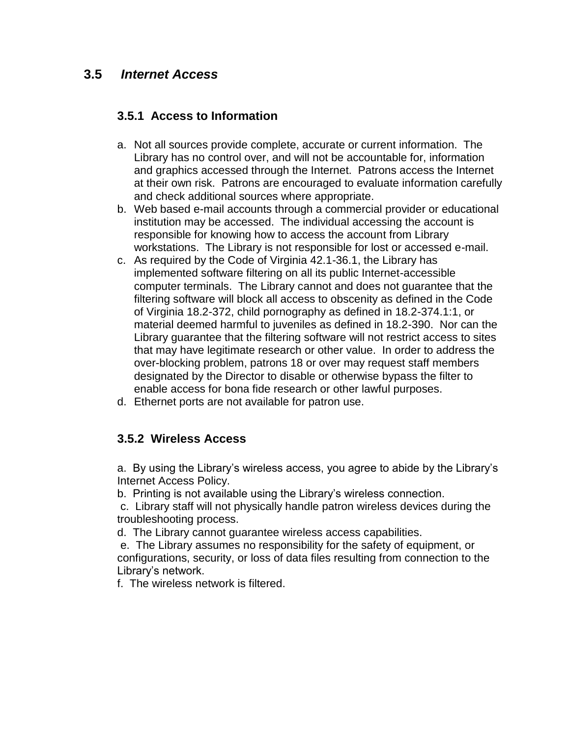## 3.5 *Internet Access*

### 3.5.1 Access to Information

a. Not all sources provide complete, accurate or current information. The Library has no control over, and will not be accountable for, information and graphics accessed through the Internet. Patrons access the Internet at their own risk. Patrons are encouraged to evaluate information carefully and check additional sources where appropriate.
b. Web based e-mail accounts through a commercial provider or educational institution may be accessed. The individual accessing the account is responsible for knowing how to access the account from Library workstations. The Library is not responsible for lost or accessed e-mail.
c. As required by the Code of Virginia 42.1-36.1, the Library has implemented software filtering on all its public Internet-accessible computer terminals. The Library cannot and does not guarantee that the filtering software will block all access to obscenity as defined in the Code of Virginia 18.2-372, child pornography as defined in 18.2-374.1:1, or material deemed harmful to juveniles as defined in 18.2-390. Nor can the Library guarantee that the filtering software will not restrict access to sites that may have legitimate research or other value. In order to address the over-blocking problem, patrons 18 or over may request staff members designated by the Director to disable or otherwise bypass the filter to enable access for bona fide research or other lawful purposes.
d. Ethernet ports are not available for patron use.

### 3.5.2 Wireless Access

a. By using the Library's wireless access, you agree to abide by the Library's Internet Access Policy.
b. Printing is not available using the Library's wireless connection.
c. Library staff will not physically handle patron wireless devices during the troubleshooting process.
d. The Library cannot guarantee wireless access capabilities.
e. The Library assumes no responsibility for the safety of equipment, or configurations, security, or loss of data files resulting from connection to the Library's network.
f. The wireless network is filtered.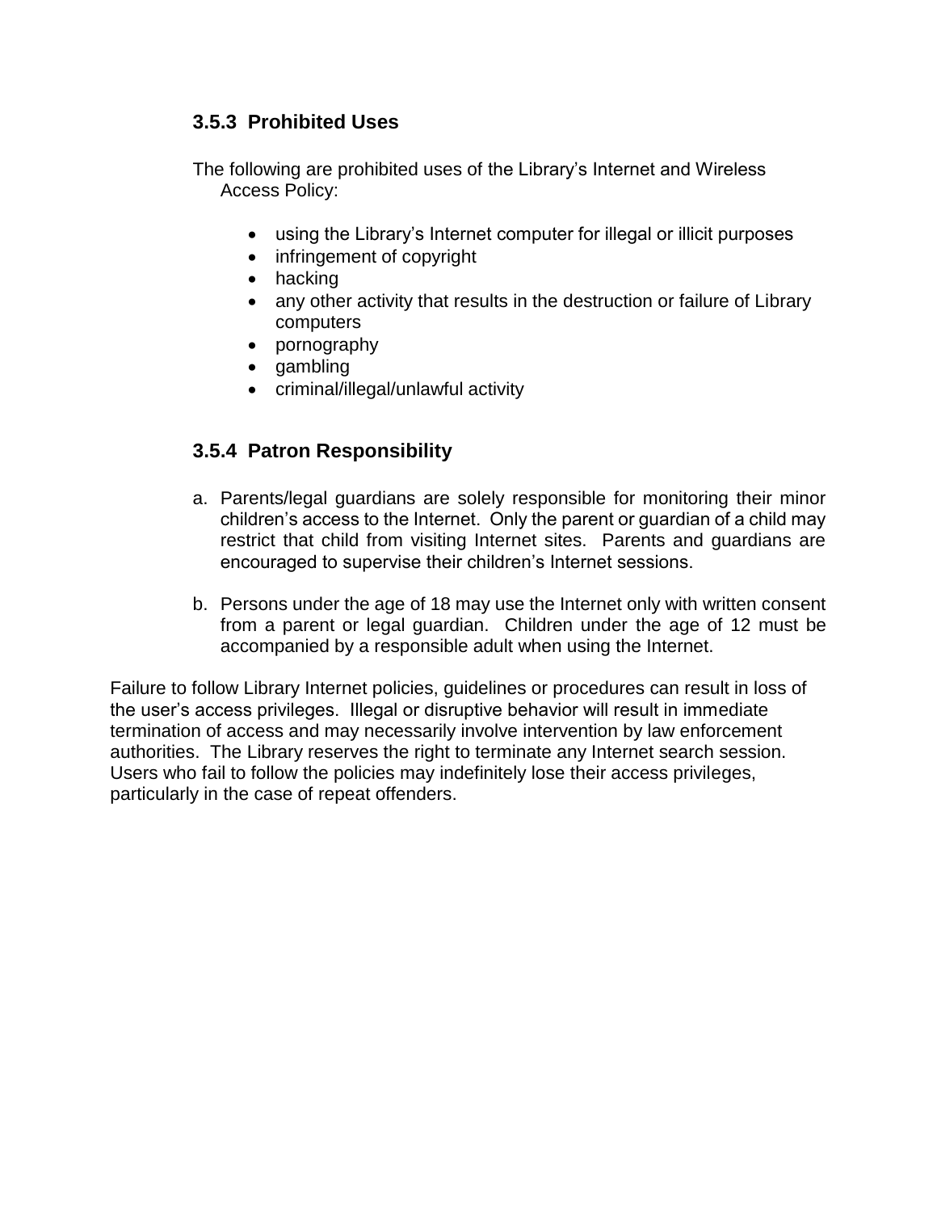### 3.5.3 Prohibited Uses

The following are prohibited uses of the Library's Internet and Wireless Access Policy:

- using the Library's Internet computer for illegal or illicit purposes
- infringement of copyright
- hacking
- any other activity that results in the destruction or failure of Library computers
- pornography
- gambling
- criminal/illegal/unlawful activity

### 3.5.4 Patron Responsibility

a. Parents/legal guardians are solely responsible for monitoring their minor children's access to the Internet. Only the parent or guardian of a child may restrict that child from visiting Internet sites. Parents and guardians are encouraged to supervise their children's Internet sessions.

b. Persons under the age of 18 may use the Internet only with written consent from a parent or legal guardian. Children under the age of 12 must be accompanied by a responsible adult when using the Internet.

Failure to follow Library Internet policies, guidelines or procedures can result in loss of the user's access privileges. Illegal or disruptive behavior will result in immediate termination of access and may necessarily involve intervention by law enforcement authorities. The Library reserves the right to terminate any Internet search session. Users who fail to follow the policies may indefinitely lose their access privileges, particularly in the case of repeat offenders.